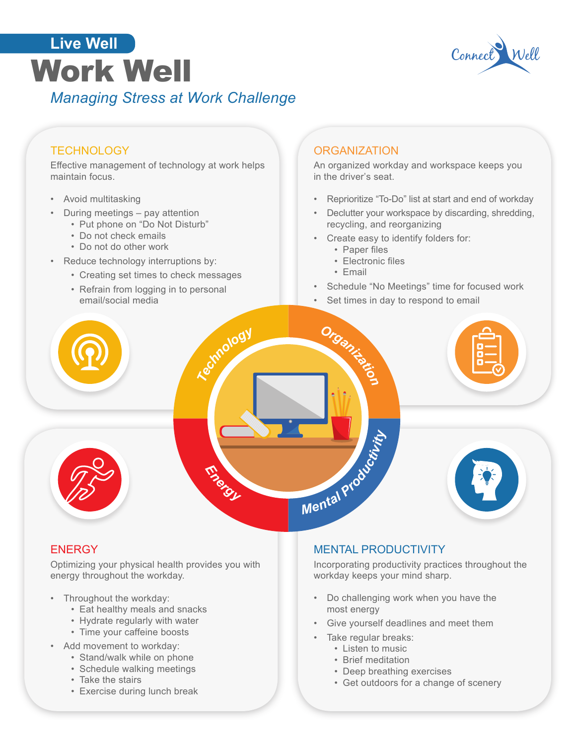Live Well

# Work Well

*Managing Stress at Work Challenge*

Connect Well

## TECHNOLOGY

Effective management of technology at work helps maintain focus.

- Avoid multitasking
- During meetings – pay attention
  - Put phone on "Do Not Disturb"
  - Do not check emails
  - Do not do other work
- Reduce technology interruptions by:
  - Creating set times to check messages
  - Refrain from logging in to personal email/social media

## ORGANIZATION

An organized workday and workspace keeps you in the driver's seat.

- Reprioritize "To-Do" list at start and end of workday
- Declutter your workspace by discarding, shredding, recycling, and reorganizing
- Create easy to identify folders for:
  - Paper files
  - Electronic files
  - Email
- Schedule "No Meetings" time for focused work
- Set times in day to respond to email

## ENERGY

Optimizing your physical health provides you with energy throughout the workday.

- Throughout the workday:
  - Eat healthy meals and snacks
  - Hydrate regularly with water
  - Time your caffeine boosts
- Add movement to workday:
  - Stand/walk while on phone
  - Schedule walking meetings
  - Take the stairs
  - Exercise during lunch break

## MENTAL PRODUCTIVITY

Incorporating productivity practices throughout the workday keeps your mind sharp.

- Do challenging work when you have the most energy
- Give yourself deadlines and meet them
- Take regular breaks:
  - Listen to music
  - Brief meditation
  - Deep breathing exercises
  - Get outdoors for a change of scenery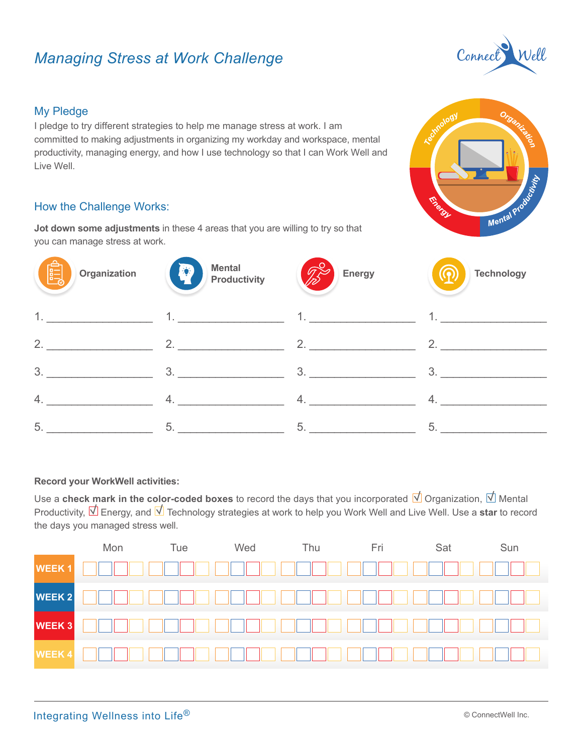# Managing Stress at Work Challenge

ConnectWell

## My Pledge

I pledge to try different strategies to help me manage stress at work. I am committed to making adjustments in organizing my workday and workspace, mental productivity, managing energy, and how I use technology so that I can Work Well and Live Well.

Technology · Organization · Mental Productivity · Energy

## How the Challenge Works:

**Jot down some adjustments** in these 4 areas that you are willing to try so that you can manage stress at work.

| Organization | Mental Productivity | Energy | Technology |
| --- | --- | --- | --- |
| 1. ___________ | 1. ___________ | 1. ___________ | 1. ___________ |
| 2. ___________ | 2. ___________ | 2. ___________ | 2. ___________ |
| 3. ___________ | 3. ___________ | 3. ___________ | 3. ___________ |
| 4. ___________ | 4. ___________ | 4. ___________ | 4. ___________ |
| 5. ___________ | 5. ___________ | 5. ___________ | 5. ___________ |

**Record your WorkWell activities:**

Use a **check mark in the color-coded boxes** to record the days that you incorporated ☑ Organization, ☑ Mental Productivity, ☑ Energy, and ☑ Technology strategies at work to help you Work Well and Live Well. Use a **star** to record the days you managed stress well.

| | Mon | Tue | Wed | Thu | Fri | Sat | Sun |
| --- | --- | --- | --- | --- | --- | --- | --- |
| WEEK 1 | ☐☐☐☐ | ☐☐☐☐ | ☐☐☐☐ | ☐☐☐☐ | ☐☐☐☐ | ☐☐☐☐ | ☐☐☐☐ |
| WEEK 2 | ☐☐☐☐ | ☐☐☐☐ | ☐☐☐☐ | ☐☐☐☐ | ☐☐☐☐ | ☐☐☐☐ | ☐☐☐☐ |
| WEEK 3 | ☐☐☐☐ | ☐☐☐☐ | ☐☐☐☐ | ☐☐☐☐ | ☐☐☐☐ | ☐☐☐☐ | ☐☐☐☐ |
| WEEK 4 | ☐☐☐☐ | ☐☐☐☐ | ☐☐☐☐ | ☐☐☐☐ | ☐☐☐☐ | ☐☐☐☐ | ☐☐☐☐ |

Integrating Wellness into Life®

© ConnectWell Inc.